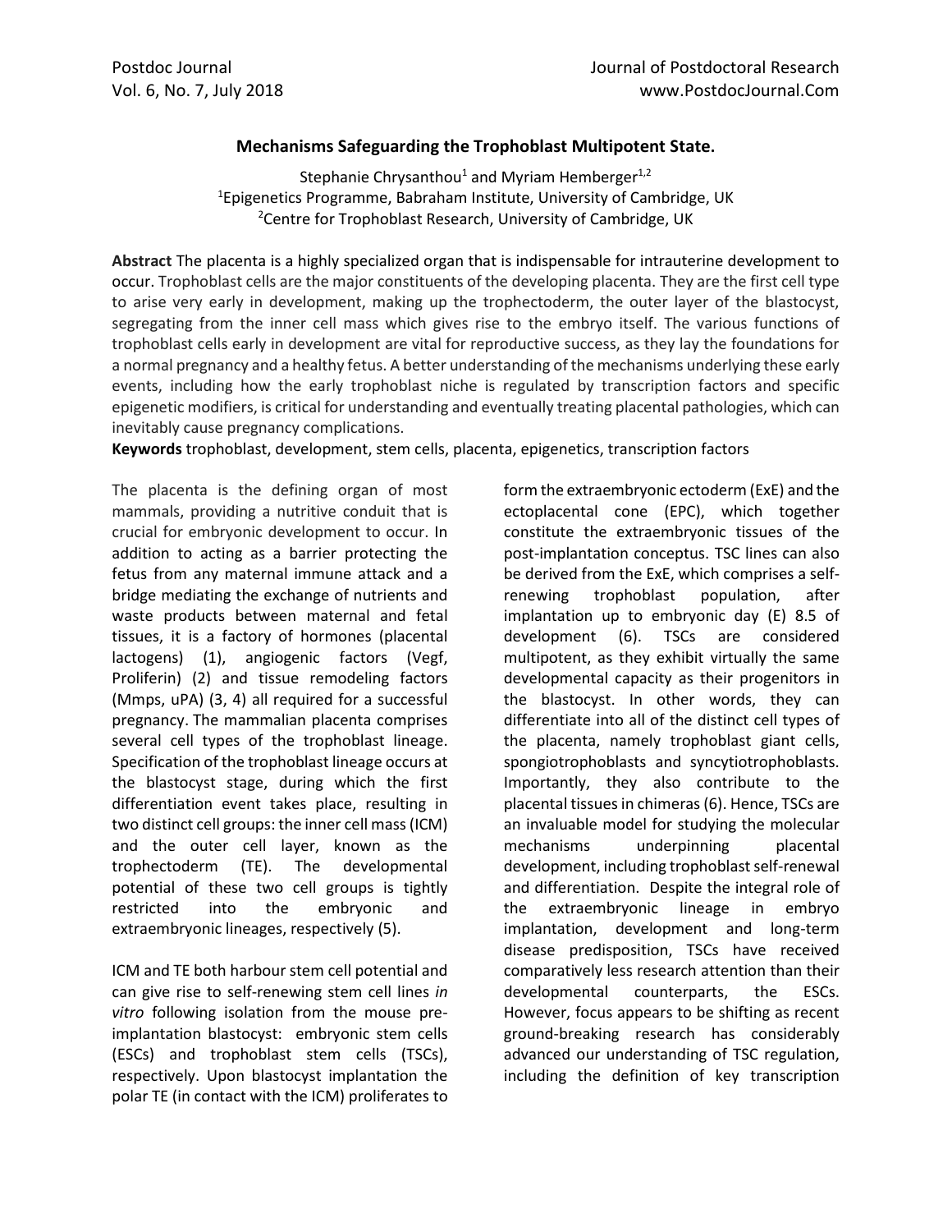# Mechanisms Safeguarding the Trophoblast Multipotent State.

Stephanie Chrysanthou[1] and Myriam Hemberger[1,2]

[1]Epigenetics Programme, Babraham Institute, University of Cambridge, UK

[2]Centre for Trophoblast Research, University of Cambridge, UK

**Abstract** The placenta is a highly specialized organ that is indispensable for intrauterine development to occur. Trophoblast cells are the major constituents of the developing placenta. They are the first cell type to arise very early in development, making up the trophectoderm, the outer layer of the blastocyst, segregating from the inner cell mass which gives rise to the embryo itself. The various functions of trophoblast cells early in development are vital for reproductive success, as they lay the foundations for a normal pregnancy and a healthy fetus. A better understanding of the mechanisms underlying these early events, including how the early trophoblast niche is regulated by transcription factors and specific epigenetic modifiers, is critical for understanding and eventually treating placental pathologies, which can inevitably cause pregnancy complications.

**Keywords** trophoblast, development, stem cells, placenta, epigenetics, transcription factors

The placenta is the defining organ of most mammals, providing a nutritive conduit that is crucial for embryonic development to occur. In addition to acting as a barrier protecting the fetus from any maternal immune attack and a bridge mediating the exchange of nutrients and waste products between maternal and fetal tissues, it is a factory of hormones (placental lactogens) (1), angiogenic factors (Vegf, Proliferin) (2) and tissue remodeling factors (Mmps, uPA) (3, 4) all required for a successful pregnancy. The mammalian placenta comprises several cell types of the trophoblast lineage. Specification of the trophoblast lineage occurs at the blastocyst stage, during which the first differentiation event takes place, resulting in two distinct cell groups: the inner cell mass (ICM) and the outer cell layer, known as the trophectoderm (TE). The developmental potential of these two cell groups is tightly restricted into the embryonic and extraembryonic lineages, respectively (5).

ICM and TE both harbour stem cell potential and can give rise to self-renewing stem cell lines *in vitro* following isolation from the mouse pre-implantation blastocyst: embryonic stem cells (ESCs) and trophoblast stem cells (TSCs), respectively. Upon blastocyst implantation the polar TE (in contact with the ICM) proliferates to form the extraembryonic ectoderm (ExE) and the ectoplacental cone (EPC), which together constitute the extraembryonic tissues of the post-implantation conceptus. TSC lines can also be derived from the ExE, which comprises a self-renewing trophoblast population, after implantation up to embryonic day (E) 8.5 of development (6). TSCs are considered multipotent, as they exhibit virtually the same developmental capacity as their progenitors in the blastocyst. In other words, they can differentiate into all of the distinct cell types of the placenta, namely trophoblast giant cells, spongiotrophoblasts and syncytiotrophoblasts. Importantly, they also contribute to the placental tissues in chimeras (6). Hence, TSCs are an invaluable model for studying the molecular mechanisms underpinning placental development, including trophoblast self-renewal and differentiation. Despite the integral role of the extraembryonic lineage in embryo implantation, development and long-term disease predisposition, TSCs have received comparatively less research attention than their developmental counterparts, the ESCs. However, focus appears to be shifting as recent ground-breaking research has considerably advanced our understanding of TSC regulation, including the definition of key transcription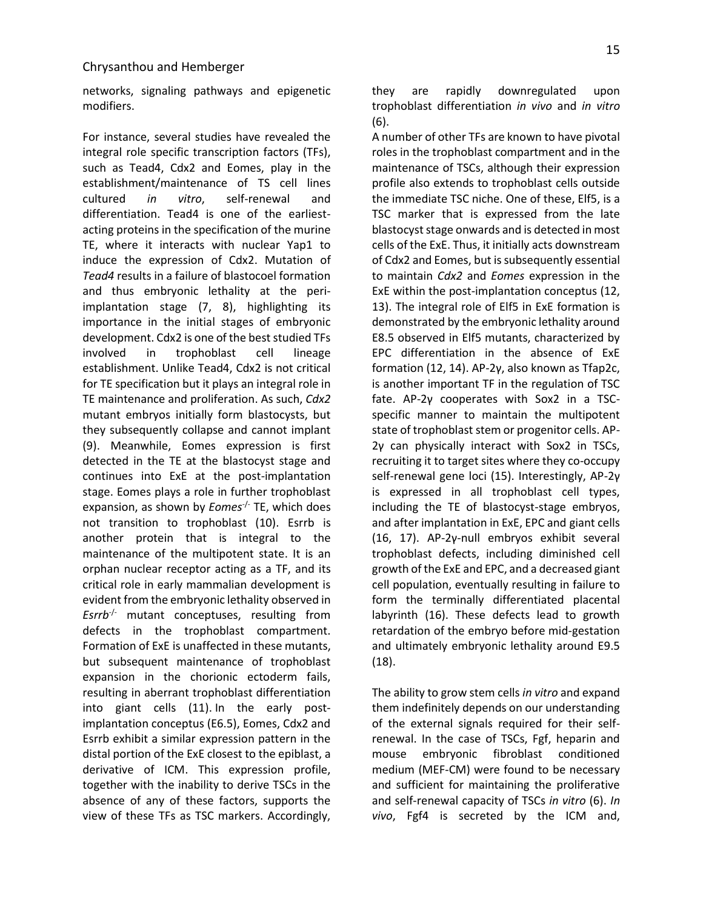networks, signaling pathways and epigenetic modifiers.

For instance, several studies have revealed the integral role specific transcription factors (TFs), such as Tead4, Cdx2 and Eomes, play in the establishment/maintenance of TS cell lines cultured *in vitro*, self-renewal and differentiation. Tead4 is one of the earliest-acting proteins in the specification of the murine TE, where it interacts with nuclear Yap1 to induce the expression of Cdx2. Mutation of *Tead4* results in a failure of blastocoel formation and thus embryonic lethality at the peri-implantation stage (7, 8), highlighting its importance in the initial stages of embryonic development. Cdx2 is one of the best studied TFs involved in trophoblast cell lineage establishment. Unlike Tead4, Cdx2 is not critical for TE specification but it plays an integral role in TE maintenance and proliferation. As such, *Cdx2* mutant embryos initially form blastocysts, but they subsequently collapse and cannot implant (9). Meanwhile, Eomes expression is first detected in the TE at the blastocyst stage and continues into ExE at the post-implantation stage. Eomes plays a role in further trophoblast expansion, as shown by *Eomes*$^{-/-}$ TE, which does not transition to trophoblast (10). Esrrb is another protein that is integral to the maintenance of the multipotent state. It is an orphan nuclear receptor acting as a TF, and its critical role in early mammalian development is evident from the embryonic lethality observed in *Esrrb*$^{-/-}$ mutant conceptuses, resulting from defects in the trophoblast compartment. Formation of ExE is unaffected in these mutants, but subsequent maintenance of trophoblast expansion in the chorionic ectoderm fails, resulting in aberrant trophoblast differentiation into giant cells (11). In the early post-implantation conceptus (E6.5), Eomes, Cdx2 and Esrrb exhibit a similar expression pattern in the distal portion of the ExE closest to the epiblast, a derivative of ICM. This expression profile, together with the inability to derive TSCs in the absence of any of these factors, supports the view of these TFs as TSC markers. Accordingly, they are rapidly downregulated upon trophoblast differentiation *in vivo* and *in vitro* (6).

A number of other TFs are known to have pivotal roles in the trophoblast compartment and in the maintenance of TSCs, although their expression profile also extends to trophoblast cells outside the immediate TSC niche. One of these, Elf5, is a TSC marker that is expressed from the late blastocyst stage onwards and is detected in most cells of the ExE. Thus, it initially acts downstream of Cdx2 and Eomes, but is subsequently essential to maintain *Cdx2* and *Eomes* expression in the ExE within the post-implantation conceptus (12, 13). The integral role of Elf5 in ExE formation is demonstrated by the embryonic lethality around E8.5 observed in Elf5 mutants, characterized by EPC differentiation in the absence of ExE formation (12, 14). AP-2γ, also known as Tfap2c, is another important TF in the regulation of TSC fate. AP-2γ cooperates with Sox2 in a TSC-specific manner to maintain the multipotent state of trophoblast stem or progenitor cells. AP-2γ can physically interact with Sox2 in TSCs, recruiting it to target sites where they co-occupy self-renewal gene loci (15). Interestingly, AP-2γ is expressed in all trophoblast cell types, including the TE of blastocyst-stage embryos, and after implantation in ExE, EPC and giant cells (16, 17). AP-2γ-null embryos exhibit several trophoblast defects, including diminished cell growth of the ExE and EPC, and a decreased giant cell population, eventually resulting in failure to form the terminally differentiated placental labyrinth (16). These defects lead to growth retardation of the embryo before mid-gestation and ultimately embryonic lethality around E9.5 (18).

The ability to grow stem cells *in vitro* and expand them indefinitely depends on our understanding of the external signals required for their self-renewal. In the case of TSCs, Fgf, heparin and mouse embryonic fibroblast conditioned medium (MEF-CM) were found to be necessary and sufficient for maintaining the proliferative and self-renewal capacity of TSCs *in vitro* (6). *In vivo*, Fgf4 is secreted by the ICM and,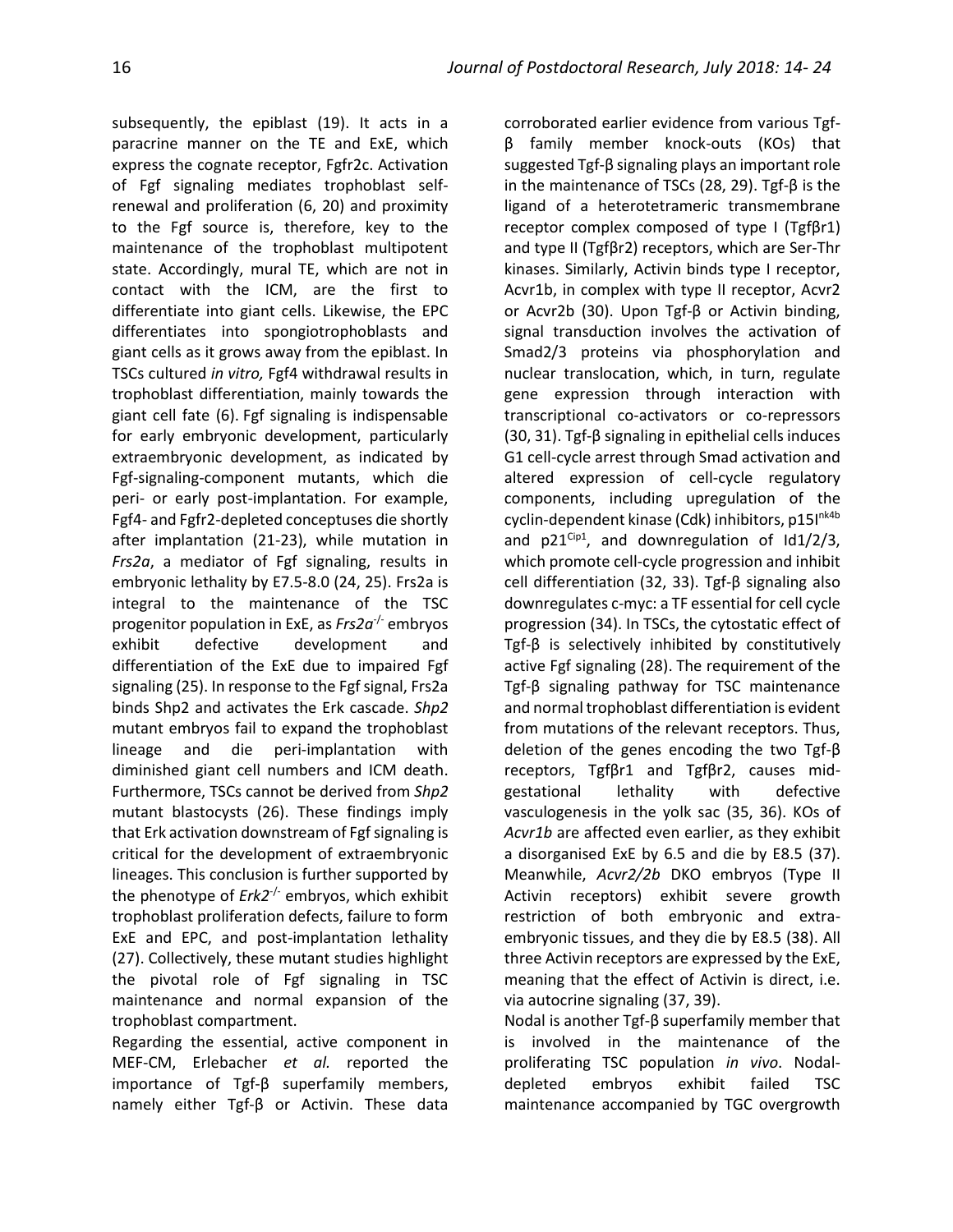subsequently, the epiblast (19). It acts in a paracrine manner on the TE and ExE, which express the cognate receptor, Fgfr2c. Activation of Fgf signaling mediates trophoblast self-renewal and proliferation (6, 20) and proximity to the Fgf source is, therefore, key to the maintenance of the trophoblast multipotent state. Accordingly, mural TE, which are not in contact with the ICM, are the first to differentiate into giant cells. Likewise, the EPC differentiates into spongiotrophoblasts and giant cells as it grows away from the epiblast. In TSCs cultured *in vitro,* Fgf4 withdrawal results in trophoblast differentiation, mainly towards the giant cell fate (6). Fgf signaling is indispensable for early embryonic development, particularly extraembryonic development, as indicated by Fgf-signaling-component mutants, which die peri- or early post-implantation. For example, Fgf4- and Fgfr2-depleted conceptuses die shortly after implantation (21-23), while mutation in *Frs2a*, a mediator of Fgf signaling, results in embryonic lethality by E7.5-8.0 (24, 25). Frs2a is integral to the maintenance of the TSC progenitor population in ExE, as *Frs2a*$^{-/-}$ embryos exhibit defective development and differentiation of the ExE due to impaired Fgf signaling (25). In response to the Fgf signal, Frs2a binds Shp2 and activates the Erk cascade. *Shp2* mutant embryos fail to expand the trophoblast lineage and die peri-implantation with diminished giant cell numbers and ICM death. Furthermore, TSCs cannot be derived from *Shp2* mutant blastocysts (26). These findings imply that Erk activation downstream of Fgf signaling is critical for the development of extraembryonic lineages. This conclusion is further supported by the phenotype of *Erk2*$^{-/-}$ embryos, which exhibit trophoblast proliferation defects, failure to form ExE and EPC, and post-implantation lethality (27). Collectively, these mutant studies highlight the pivotal role of Fgf signaling in TSC maintenance and normal expansion of the trophoblast compartment.

Regarding the essential, active component in MEF-CM, Erlebacher *et al.* reported the importance of Tgf-β superfamily members, namely either Tgf-β or Activin. These data corroborated earlier evidence from various Tgf-β family member knock-outs (KOs) that suggested Tgf-β signaling plays an important role in the maintenance of TSCs (28, 29). Tgf-β is the ligand of a heterotetrameric transmembrane receptor complex composed of type I (Tgfβr1) and type II (Tgfβr2) receptors, which are Ser-Thr kinases. Similarly, Activin binds type I receptor, Acvr1b, in complex with type II receptor, Acvr2 or Acvr2b (30). Upon Tgf-β or Activin binding, signal transduction involves the activation of Smad2/3 proteins via phosphorylation and nuclear translocation, which, in turn, regulate gene expression through interaction with transcriptional co-activators or co-repressors (30, 31). Tgf-β signaling in epithelial cells induces G1 cell-cycle arrest through Smad activation and altered expression of cell-cycle regulatory components, including upregulation of the cyclin-dependent kinase (Cdk) inhibitors, p15$^{Ink4b}$ and p21$^{Cip1}$, and downregulation of Id1/2/3, which promote cell-cycle progression and inhibit cell differentiation (32, 33). Tgf-β signaling also downregulates c-myc: a TF essential for cell cycle progression (34). In TSCs, the cytostatic effect of Tgf-β is selectively inhibited by constitutively active Fgf signaling (28). The requirement of the Tgf-β signaling pathway for TSC maintenance and normal trophoblast differentiation is evident from mutations of the relevant receptors. Thus, deletion of the genes encoding the two Tgf-β receptors, Tgfβr1 and Tgfβr2, causes mid-gestational lethality with defective vasculogenesis in the yolk sac (35, 36). KOs of *Acvr1b* are affected even earlier, as they exhibit a disorganised ExE by 6.5 and die by E8.5 (37). Meanwhile, *Acvr2/2b* DKO embryos (Type II Activin receptors) exhibit severe growth restriction of both embryonic and extra-embryonic tissues, and they die by E8.5 (38). All three Activin receptors are expressed by the ExE, meaning that the effect of Activin is direct, i.e. via autocrine signaling (37, 39).

Nodal is another Tgf-β superfamily member that is involved in the maintenance of the proliferating TSC population *in vivo*. Nodal-depleted embryos exhibit failed TSC maintenance accompanied by TGC overgrowth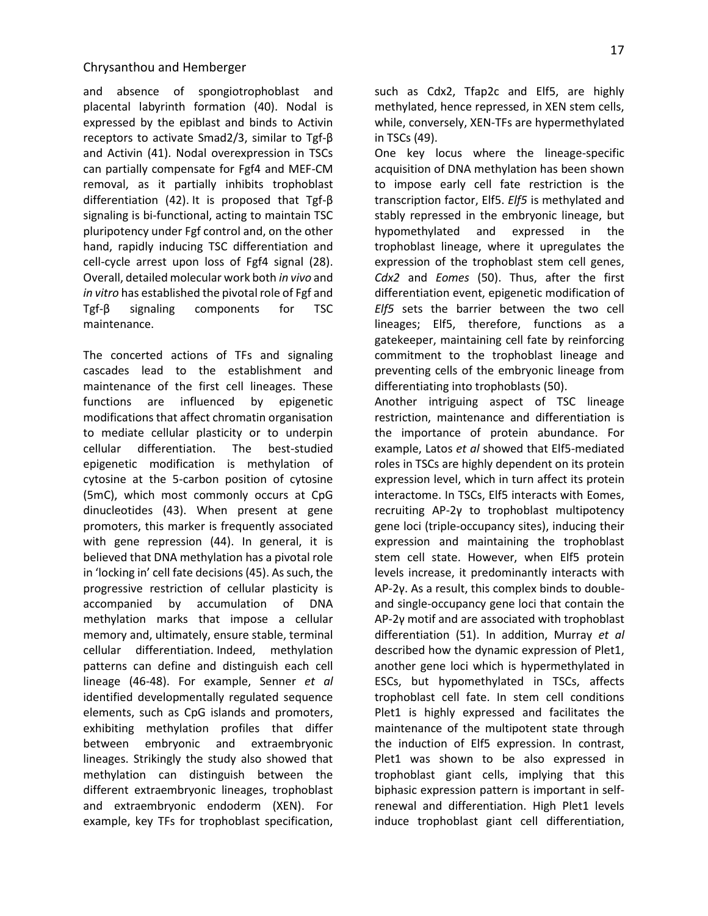and absence of spongiotrophoblast and placental labyrinth formation (40). Nodal is expressed by the epiblast and binds to Activin receptors to activate Smad2/3, similar to Tgf-β and Activin (41). Nodal overexpression in TSCs can partially compensate for Fgf4 and MEF-CM removal, as it partially inhibits trophoblast differentiation (42). It is proposed that Tgf-β signaling is bi-functional, acting to maintain TSC pluripotency under Fgf control and, on the other hand, rapidly inducing TSC differentiation and cell-cycle arrest upon loss of Fgf4 signal (28). Overall, detailed molecular work both *in vivo* and *in vitro* has established the pivotal role of Fgf and Tgf-β signaling components for TSC maintenance.

The concerted actions of TFs and signaling cascades lead to the establishment and maintenance of the first cell lineages. These functions are influenced by epigenetic modifications that affect chromatin organisation to mediate cellular plasticity or to underpin cellular differentiation. The best-studied epigenetic modification is methylation of cytosine at the 5-carbon position of cytosine (5mC), which most commonly occurs at CpG dinucleotides (43). When present at gene promoters, this marker is frequently associated with gene repression (44). In general, it is believed that DNA methylation has a pivotal role in 'locking in' cell fate decisions (45). As such, the progressive restriction of cellular plasticity is accompanied by accumulation of DNA methylation marks that impose a cellular memory and, ultimately, ensure stable, terminal cellular differentiation. Indeed, methylation patterns can define and distinguish each cell lineage (46-48). For example, Senner *et al* identified developmentally regulated sequence elements, such as CpG islands and promoters, exhibiting methylation profiles that differ between embryonic and extraembryonic lineages. Strikingly the study also showed that methylation can distinguish between the different extraembryonic lineages, trophoblast and extraembryonic endoderm (XEN). For example, key TFs for trophoblast specification, such as Cdx2, Tfap2c and Elf5, are highly methylated, hence repressed, in XEN stem cells, while, conversely, XEN-TFs are hypermethylated in TSCs (49).

One key locus where the lineage-specific acquisition of DNA methylation has been shown to impose early cell fate restriction is the transcription factor, Elf5. *Elf5* is methylated and stably repressed in the embryonic lineage, but hypomethylated and expressed in the trophoblast lineage, where it upregulates the expression of the trophoblast stem cell genes, *Cdx2* and *Eomes* (50). Thus, after the first differentiation event, epigenetic modification of *Elf5* sets the barrier between the two cell lineages; Elf5, therefore, functions as a gatekeeper, maintaining cell fate by reinforcing commitment to the trophoblast lineage and preventing cells of the embryonic lineage from differentiating into trophoblasts (50).

Another intriguing aspect of TSC lineage restriction, maintenance and differentiation is the importance of protein abundance. For example, Latos *et al* showed that Elf5-mediated roles in TSCs are highly dependent on its protein expression level, which in turn affect its protein interactome. In TSCs, Elf5 interacts with Eomes, recruiting AP-2γ to trophoblast multipotency gene loci (triple-occupancy sites), inducing their expression and maintaining the trophoblast stem cell state. However, when Elf5 protein levels increase, it predominantly interacts with AP-2γ. As a result, this complex binds to double- and single-occupancy gene loci that contain the AP-2γ motif and are associated with trophoblast differentiation (51). In addition, Murray *et al* described how the dynamic expression of Plet1, another gene loci which is hypermethylated in ESCs, but hypomethylated in TSCs, affects trophoblast cell fate. In stem cell conditions Plet1 is highly expressed and facilitates the maintenance of the multipotent state through the induction of Elf5 expression. In contrast, Plet1 was shown to be also expressed in trophoblast giant cells, implying that this biphasic expression pattern is important in self-renewal and differentiation. High Plet1 levels induce trophoblast giant cell differentiation,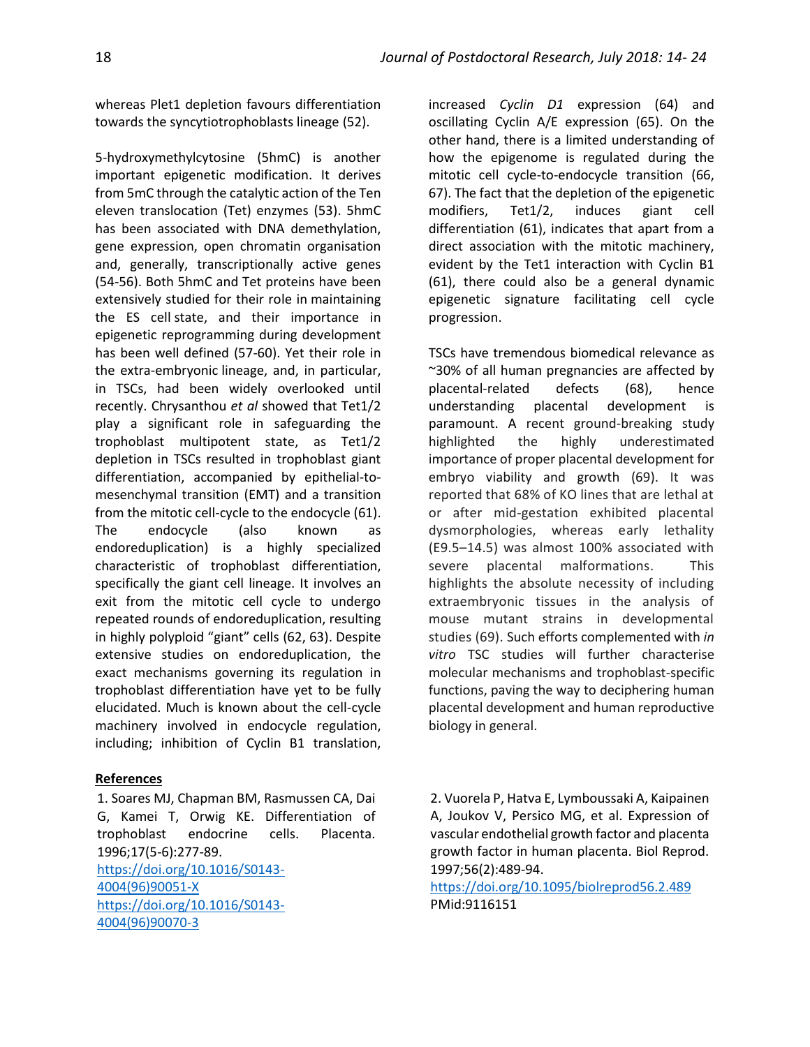whereas Plet1 depletion favours differentiation towards the syncytiotrophoblasts lineage (52).

5-hydroxymethylcytosine (5hmC) is another important epigenetic modification. It derives from 5mC through the catalytic action of the Ten eleven translocation (Tet) enzymes (53). 5hmC has been associated with DNA demethylation, gene expression, open chromatin organisation and, generally, transcriptionally active genes (54-56). Both 5hmC and Tet proteins have been extensively studied for their role in maintaining the ES cell state, and their importance in epigenetic reprogramming during development has been well defined (57-60). Yet their role in the extra-embryonic lineage, and, in particular, in TSCs, had been widely overlooked until recently. Chrysanthou *et al* showed that Tet1/2 play a significant role in safeguarding the trophoblast multipotent state, as Tet1/2 depletion in TSCs resulted in trophoblast giant differentiation, accompanied by epithelial-to-mesenchymal transition (EMT) and a transition from the mitotic cell-cycle to the endocycle (61). The endocycle (also known as endoreduplication) is a highly specialized characteristic of trophoblast differentiation, specifically the giant cell lineage. It involves an exit from the mitotic cell cycle to undergo repeated rounds of endoreduplication, resulting in highly polyploid "giant" cells (62, 63). Despite extensive studies on endoreduplication, the exact mechanisms governing its regulation in trophoblast differentiation have yet to be fully elucidated. Much is known about the cell-cycle machinery involved in endocycle regulation, including; inhibition of Cyclin B1 translation, increased *Cyclin D1* expression (64) and oscillating Cyclin A/E expression (65). On the other hand, there is a limited understanding of how the epigenome is regulated during the mitotic cell cycle-to-endocycle transition (66, 67). The fact that the depletion of the epigenetic modifiers, Tet1/2, induces giant cell differentiation (61), indicates that apart from a direct association with the mitotic machinery, evident by the Tet1 interaction with Cyclin B1 (61), there could also be a general dynamic epigenetic signature facilitating cell cycle progression.

TSCs have tremendous biomedical relevance as ~30% of all human pregnancies are affected by placental-related defects (68), hence understanding placental development is paramount. A recent ground-breaking study highlighted the highly underestimated importance of proper placental development for embryo viability and growth (69). It was reported that 68% of KO lines that are lethal at or after mid-gestation exhibited placental dysmorphologies, whereas early lethality (E9.5–14.5) was almost 100% associated with severe placental malformations. This highlights the absolute necessity of including extraembryonic tissues in the analysis of mouse mutant strains in developmental studies (69). Such efforts complemented with *in vitro* TSC studies will further characterise molecular mechanisms and trophoblast-specific functions, paving the way to deciphering human placental development and human reproductive biology in general.

## References

1. Soares MJ, Chapman BM, Rasmussen CA, Dai G, Kamei T, Orwig KE. Differentiation of trophoblast endocrine cells. Placenta. 1996;17(5-6):277-89.
https://doi.org/10.1016/S0143-4004(96)90051-X
https://doi.org/10.1016/S0143-4004(96)90070-3

2. Vuorela P, Hatva E, Lymboussaki A, Kaipainen A, Joukov V, Persico MG, et al. Expression of vascular endothelial growth factor and placenta growth factor in human placenta. Biol Reprod. 1997;56(2):489-94.
https://doi.org/10.1095/biolreprod56.2.489
PMid:9116151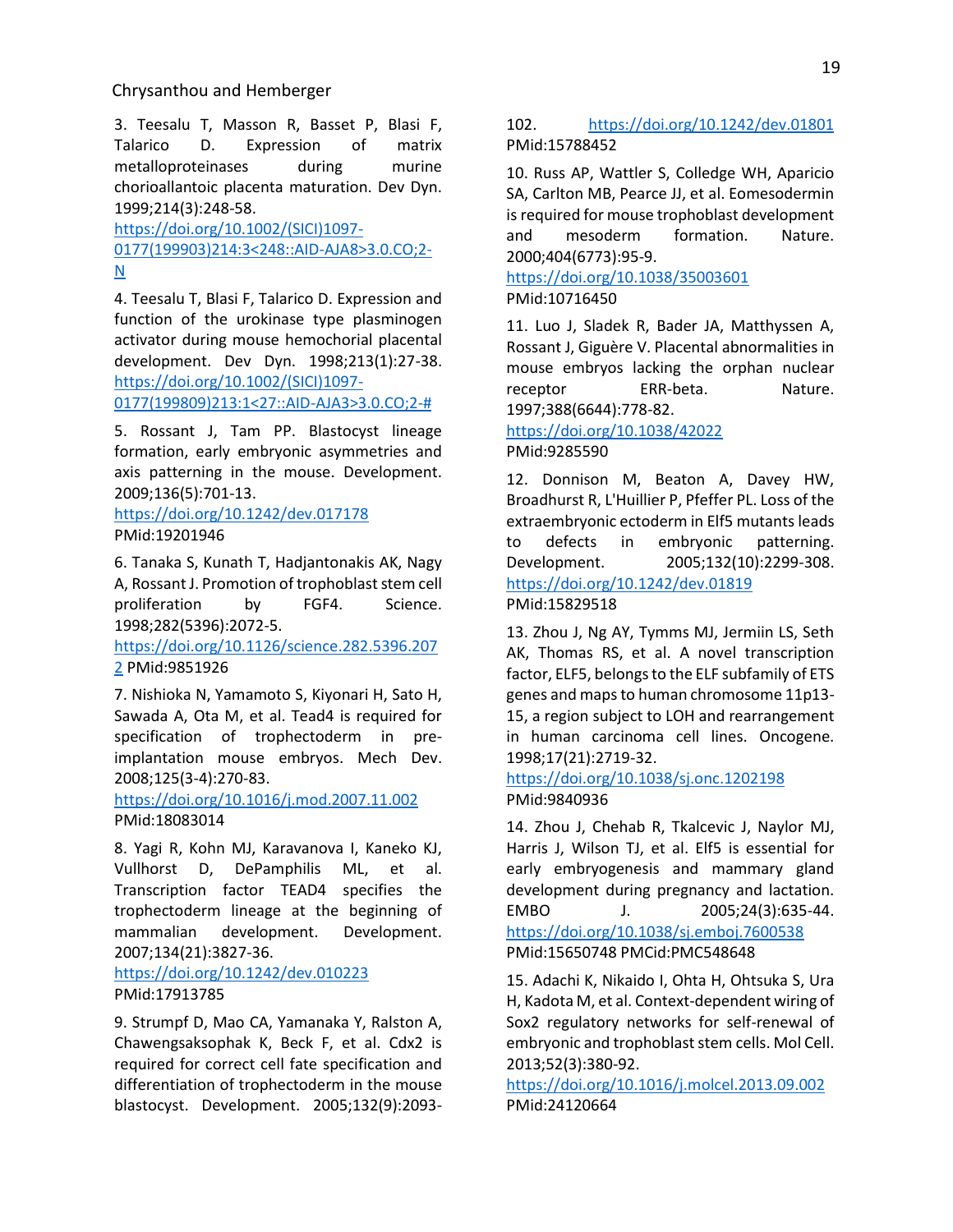3. Teesalu T, Masson R, Basset P, Blasi F, Talarico D. Expression of matrix metalloproteinases during murine chorioallantoic placenta maturation. Dev Dyn. 1999;214(3):248-58. https://doi.org/10.1002/(SICI)1097-0177(199903)214:3<248::AID-AJA8>3.0.CO;2-N

4. Teesalu T, Blasi F, Talarico D. Expression and function of the urokinase type plasminogen activator during mouse hemochorial placental development. Dev Dyn. 1998;213(1):27-38. https://doi.org/10.1002/(SICI)1097-0177(199809)213:1<27::AID-AJA3>3.0.CO;2-#

5. Rossant J, Tam PP. Blastocyst lineage formation, early embryonic asymmetries and axis patterning in the mouse. Development. 2009;136(5):701-13. https://doi.org/10.1242/dev.017178 PMid:19201946

6. Tanaka S, Kunath T, Hadjantonakis AK, Nagy A, Rossant J. Promotion of trophoblast stem cell proliferation by FGF4. Science. 1998;282(5396):2072-5. https://doi.org/10.1126/science.282.5396.2072 PMid:9851926

7. Nishioka N, Yamamoto S, Kiyonari H, Sato H, Sawada A, Ota M, et al. Tead4 is required for specification of trophectoderm in pre-implantation mouse embryos. Mech Dev. 2008;125(3-4):270-83. https://doi.org/10.1016/j.mod.2007.11.002 PMid:18083014

8. Yagi R, Kohn MJ, Karavanova I, Kaneko KJ, Vullhorst D, DePamphilis ML, et al. Transcription factor TEAD4 specifies the trophectoderm lineage at the beginning of mammalian development. Development. 2007;134(21):3827-36. https://doi.org/10.1242/dev.010223 PMid:17913785

9. Strumpf D, Mao CA, Yamanaka Y, Ralston A, Chawengsaksophak K, Beck F, et al. Cdx2 is required for correct cell fate specification and differentiation of trophectoderm in the mouse blastocyst. Development. 2005;132(9):2093-102. https://doi.org/10.1242/dev.01801 PMid:15788452

10. Russ AP, Wattler S, Colledge WH, Aparicio SA, Carlton MB, Pearce JJ, et al. Eomesodermin is required for mouse trophoblast development and mesoderm formation. Nature. 2000;404(6773):95-9. https://doi.org/10.1038/35003601 PMid:10716450

11. Luo J, Sladek R, Bader JA, Matthyssen A, Rossant J, Giguère V. Placental abnormalities in mouse embryos lacking the orphan nuclear receptor ERR-beta. Nature. 1997;388(6644):778-82. https://doi.org/10.1038/42022 PMid:9285590

12. Donnison M, Beaton A, Davey HW, Broadhurst R, L'Huillier P, Pfeffer PL. Loss of the extraembryonic ectoderm in Elf5 mutants leads to defects in embryonic patterning. Development. 2005;132(10):2299-308. https://doi.org/10.1242/dev.01819 PMid:15829518

13. Zhou J, Ng AY, Tymms MJ, Jermiin LS, Seth AK, Thomas RS, et al. A novel transcription factor, ELF5, belongs to the ELF subfamily of ETS genes and maps to human chromosome 11p13-15, a region subject to LOH and rearrangement in human carcinoma cell lines. Oncogene. 1998;17(21):2719-32. https://doi.org/10.1038/sj.onc.1202198 PMid:9840936

14. Zhou J, Chehab R, Tkalcevic J, Naylor MJ, Harris J, Wilson TJ, et al. Elf5 is essential for early embryogenesis and mammary gland development during pregnancy and lactation. EMBO J. 2005;24(3):635-44. https://doi.org/10.1038/sj.emboj.7600538 PMid:15650748 PMCid:PMC548648

15. Adachi K, Nikaido I, Ohta H, Ohtsuka S, Ura H, Kadota M, et al. Context-dependent wiring of Sox2 regulatory networks for self-renewal of embryonic and trophoblast stem cells. Mol Cell. 2013;52(3):380-92. https://doi.org/10.1016/j.molcel.2013.09.002 PMid:24120664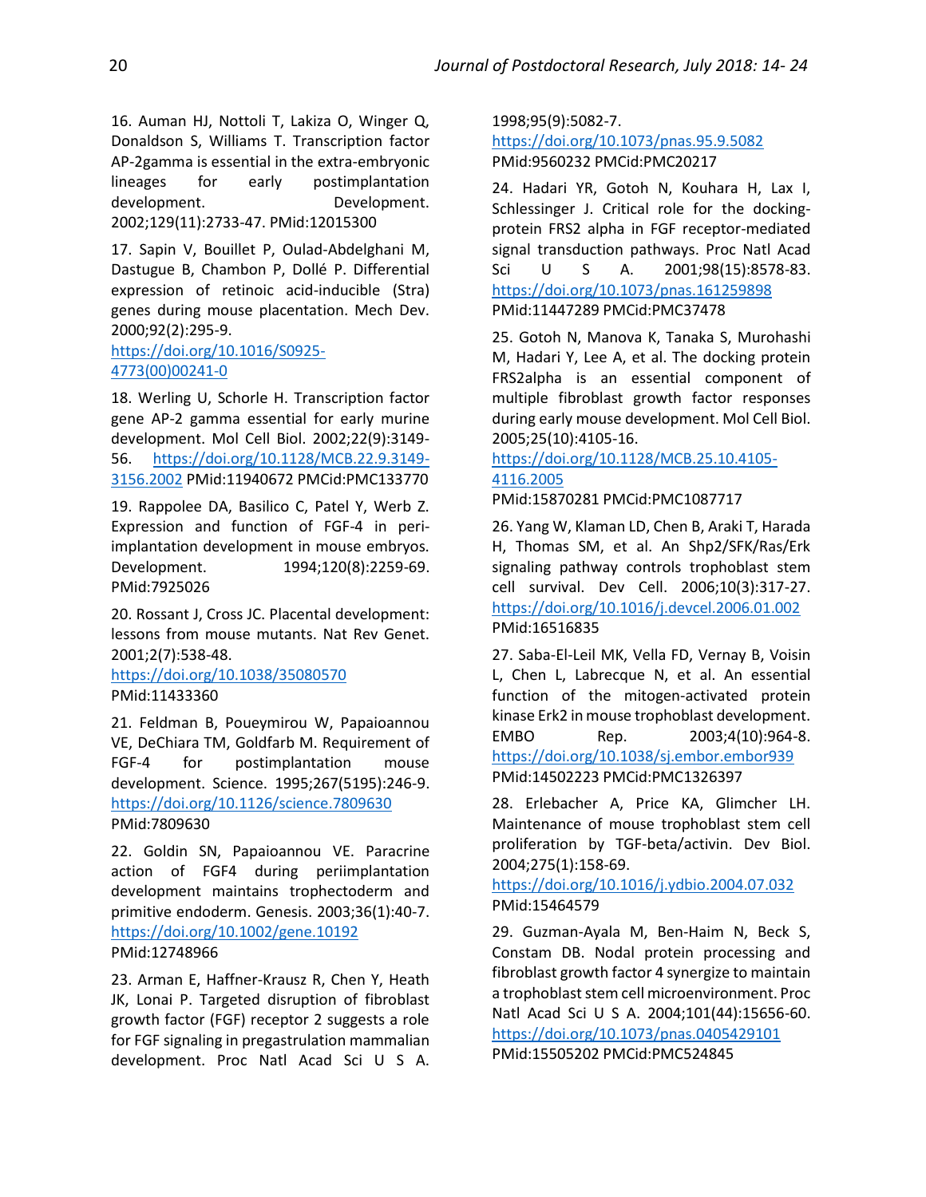16. Auman HJ, Nottoli T, Lakiza O, Winger Q, Donaldson S, Williams T. Transcription factor AP-2gamma is essential in the extra-embryonic lineages for early postimplantation development. Development. 2002;129(11):2733-47. PMid:12015300

17. Sapin V, Bouillet P, Oulad-Abdelghani M, Dastugue B, Chambon P, Dollé P. Differential expression of retinoic acid-inducible (Stra) genes during mouse placentation. Mech Dev. 2000;92(2):295-9. https://doi.org/10.1016/S0925-4773(00)00241-0

18. Werling U, Schorle H. Transcription factor gene AP-2 gamma essential for early murine development. Mol Cell Biol. 2002;22(9):3149-56. https://doi.org/10.1128/MCB.22.9.3149-3156.2002 PMid:11940672 PMCid:PMC133770

19. Rappolee DA, Basilico C, Patel Y, Werb Z. Expression and function of FGF-4 in peri-implantation development in mouse embryos. Development. 1994;120(8):2259-69. PMid:7925026

20. Rossant J, Cross JC. Placental development: lessons from mouse mutants. Nat Rev Genet. 2001;2(7):538-48. https://doi.org/10.1038/35080570 PMid:11433360

21. Feldman B, Poueymirou W, Papaioannou VE, DeChiara TM, Goldfarb M. Requirement of FGF-4 for postimplantation mouse development. Science. 1995;267(5195):246-9. https://doi.org/10.1126/science.7809630 PMid:7809630

22. Goldin SN, Papaioannou VE. Paracrine action of FGF4 during periimplantation development maintains trophectoderm and primitive endoderm. Genesis. 2003;36(1):40-7. https://doi.org/10.1002/gene.10192 PMid:12748966

23. Arman E, Haffner-Krausz R, Chen Y, Heath JK, Lonai P. Targeted disruption of fibroblast growth factor (FGF) receptor 2 suggests a role for FGF signaling in pregastrulation mammalian development. Proc Natl Acad Sci U S A. 1998;95(9):5082-7. https://doi.org/10.1073/pnas.95.9.5082 PMid:9560232 PMCid:PMC20217

24. Hadari YR, Gotoh N, Kouhara H, Lax I, Schlessinger J. Critical role for the docking-protein FRS2 alpha in FGF receptor-mediated signal transduction pathways. Proc Natl Acad Sci U S A. 2001;98(15):8578-83. https://doi.org/10.1073/pnas.161259898 PMid:11447289 PMCid:PMC37478

25. Gotoh N, Manova K, Tanaka S, Murohashi M, Hadari Y, Lee A, et al. The docking protein FRS2alpha is an essential component of multiple fibroblast growth factor responses during early mouse development. Mol Cell Biol. 2005;25(10):4105-16. https://doi.org/10.1128/MCB.25.10.4105-4116.2005 PMid:15870281 PMCid:PMC1087717

26. Yang W, Klaman LD, Chen B, Araki T, Harada H, Thomas SM, et al. An Shp2/SFK/Ras/Erk signaling pathway controls trophoblast stem cell survival. Dev Cell. 2006;10(3):317-27. https://doi.org/10.1016/j.devcel.2006.01.002 PMid:16516835

27. Saba-El-Leil MK, Vella FD, Vernay B, Voisin L, Chen L, Labrecque N, et al. An essential function of the mitogen-activated protein kinase Erk2 in mouse trophoblast development. EMBO Rep. 2003;4(10):964-8. https://doi.org/10.1038/sj.embor.embor939 PMid:14502223 PMCid:PMC1326397

28. Erlebacher A, Price KA, Glimcher LH. Maintenance of mouse trophoblast stem cell proliferation by TGF-beta/activin. Dev Biol. 2004;275(1):158-69. https://doi.org/10.1016/j.ydbio.2004.07.032 PMid:15464579

29. Guzman-Ayala M, Ben-Haim N, Beck S, Constam DB. Nodal protein processing and fibroblast growth factor 4 synergize to maintain a trophoblast stem cell microenvironment. Proc Natl Acad Sci U S A. 2004;101(44):15656-60. https://doi.org/10.1073/pnas.0405429101 PMid:15505202 PMCid:PMC524845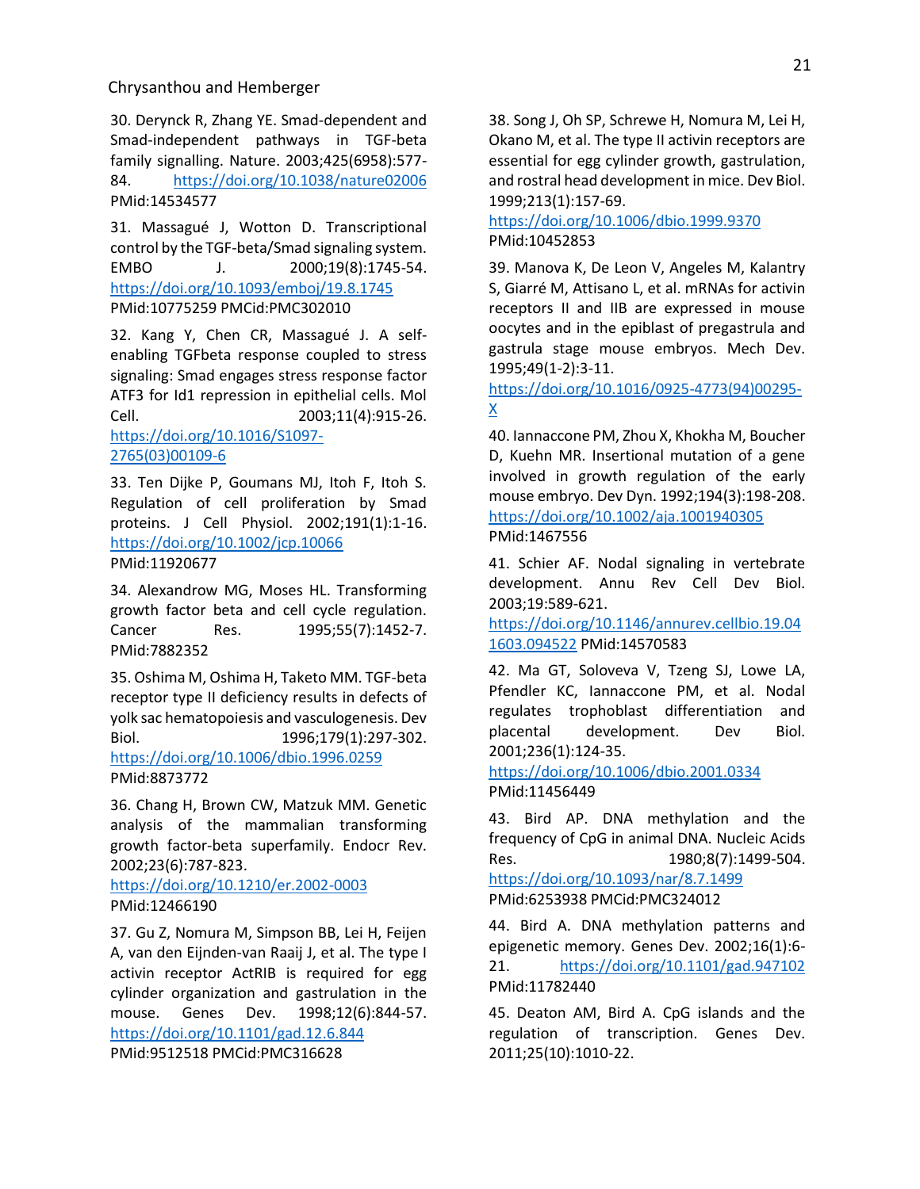30. Derynck R, Zhang YE. Smad-dependent and Smad-independent pathways in TGF-beta family signalling. Nature. 2003;425(6958):577-84. https://doi.org/10.1038/nature02006 PMid:14534577

31. Massagué J, Wotton D. Transcriptional control by the TGF-beta/Smad signaling system. EMBO J. 2000;19(8):1745-54. https://doi.org/10.1093/emboj/19.8.1745 PMid:10775259 PMCid:PMC302010

32. Kang Y, Chen CR, Massagué J. A self-enabling TGFbeta response coupled to stress signaling: Smad engages stress response factor ATF3 for Id1 repression in epithelial cells. Mol Cell. 2003;11(4):915-26. https://doi.org/10.1016/S1097-2765(03)00109-6

33. Ten Dijke P, Goumans MJ, Itoh F, Itoh S. Regulation of cell proliferation by Smad proteins. J Cell Physiol. 2002;191(1):1-16. https://doi.org/10.1002/jcp.10066 PMid:11920677

34. Alexandrow MG, Moses HL. Transforming growth factor beta and cell cycle regulation. Cancer Res. 1995;55(7):1452-7. PMid:7882352

35. Oshima M, Oshima H, Taketo MM. TGF-beta receptor type II deficiency results in defects of yolk sac hematopoiesis and vasculogenesis. Dev Biol. 1996;179(1):297-302. https://doi.org/10.1006/dbio.1996.0259 PMid:8873772

36. Chang H, Brown CW, Matzuk MM. Genetic analysis of the mammalian transforming growth factor-beta superfamily. Endocr Rev. 2002;23(6):787-823. https://doi.org/10.1210/er.2002-0003 PMid:12466190

37. Gu Z, Nomura M, Simpson BB, Lei H, Feijen A, van den Eijnden-van Raaij J, et al. The type I activin receptor ActRIB is required for egg cylinder organization and gastrulation in the mouse. Genes Dev. 1998;12(6):844-57. https://doi.org/10.1101/gad.12.6.844 PMid:9512518 PMCid:PMC316628

38. Song J, Oh SP, Schrewe H, Nomura M, Lei H, Okano M, et al. The type II activin receptors are essential for egg cylinder growth, gastrulation, and rostral head development in mice. Dev Biol. 1999;213(1):157-69. https://doi.org/10.1006/dbio.1999.9370 PMid:10452853

39. Manova K, De Leon V, Angeles M, Kalantry S, Giarré M, Attisano L, et al. mRNAs for activin receptors II and IIB are expressed in mouse oocytes and in the epiblast of pregastrula and gastrula stage mouse embryos. Mech Dev. 1995;49(1-2):3-11. https://doi.org/10.1016/0925-4773(94)00295-X

40. Iannaccone PM, Zhou X, Khokha M, Boucher D, Kuehn MR. Insertional mutation of a gene involved in growth regulation of the early mouse embryo. Dev Dyn. 1992;194(3):198-208. https://doi.org/10.1002/aja.1001940305 PMid:1467556

41. Schier AF. Nodal signaling in vertebrate development. Annu Rev Cell Dev Biol. 2003;19:589-621. https://doi.org/10.1146/annurev.cellbio.19.041603.094522 PMid:14570583

42. Ma GT, Soloveva V, Tzeng SJ, Lowe LA, Pfendler KC, Iannaccone PM, et al. Nodal regulates trophoblast differentiation and placental development. Dev Biol. 2001;236(1):124-35. https://doi.org/10.1006/dbio.2001.0334 PMid:11456449

43. Bird AP. DNA methylation and the frequency of CpG in animal DNA. Nucleic Acids Res. 1980;8(7):1499-504. https://doi.org/10.1093/nar/8.7.1499 PMid:6253938 PMCid:PMC324012

44. Bird A. DNA methylation patterns and epigenetic memory. Genes Dev. 2002;16(1):6-21. https://doi.org/10.1101/gad.947102 PMid:11782440

45. Deaton AM, Bird A. CpG islands and the regulation of transcription. Genes Dev. 2011;25(10):1010-22.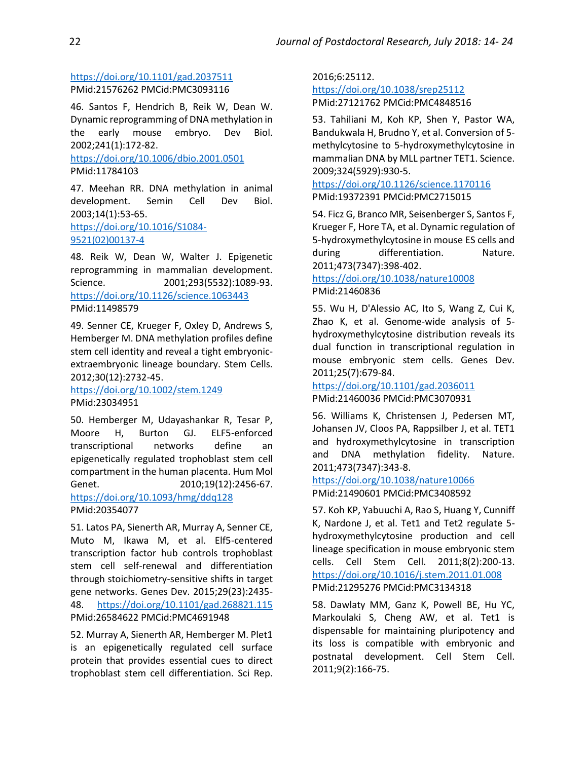https://doi.org/10.1101/gad.2037511
PMid:21576262 PMCid:PMC3093116

46. Santos F, Hendrich B, Reik W, Dean W. Dynamic reprogramming of DNA methylation in the early mouse embryo. Dev Biol. 2002;241(1):172-82.
https://doi.org/10.1006/dbio.2001.0501
PMid:11784103

47. Meehan RR. DNA methylation in animal development. Semin Cell Dev Biol. 2003;14(1):53-65.
https://doi.org/10.1016/S1084-9521(02)00137-4

48. Reik W, Dean W, Walter J. Epigenetic reprogramming in mammalian development. Science. 2001;293(5532):1089-93.
https://doi.org/10.1126/science.1063443
PMid:11498579

49. Senner CE, Krueger F, Oxley D, Andrews S, Hemberger M. DNA methylation profiles define stem cell identity and reveal a tight embryonic-extraembryonic lineage boundary. Stem Cells. 2012;30(12):2732-45.
https://doi.org/10.1002/stem.1249
PMid:23034951

50. Hemberger M, Udayashankar R, Tesar P, Moore H, Burton GJ. ELF5-enforced transcriptional networks define an epigenetically regulated trophoblast stem cell compartment in the human placenta. Hum Mol Genet. 2010;19(12):2456-67.
https://doi.org/10.1093/hmg/ddq128
PMid:20354077

51. Latos PA, Sienerth AR, Murray A, Senner CE, Muto M, Ikawa M, et al. Elf5-centered transcription factor hub controls trophoblast stem cell self-renewal and differentiation through stoichiometry-sensitive shifts in target gene networks. Genes Dev. 2015;29(23):2435-48. https://doi.org/10.1101/gad.268821.115
PMid:26584622 PMCid:PMC4691948

52. Murray A, Sienerth AR, Hemberger M. Plet1 is an epigenetically regulated cell surface protein that provides essential cues to direct trophoblast stem cell differentiation. Sci Rep. 2016;6:25112.
https://doi.org/10.1038/srep25112
PMid:27121762 PMCid:PMC4848516

53. Tahiliani M, Koh KP, Shen Y, Pastor WA, Bandukwala H, Brudno Y, et al. Conversion of 5-methylcytosine to 5-hydroxymethylcytosine in mammalian DNA by MLL partner TET1. Science. 2009;324(5929):930-5.
https://doi.org/10.1126/science.1170116
PMid:19372391 PMCid:PMC2715015

54. Ficz G, Branco MR, Seisenberger S, Santos F, Krueger F, Hore TA, et al. Dynamic regulation of 5-hydroxymethylcytosine in mouse ES cells and during differentiation. Nature. 2011;473(7347):398-402.
https://doi.org/10.1038/nature10008
PMid:21460836

55. Wu H, D'Alessio AC, Ito S, Wang Z, Cui K, Zhao K, et al. Genome-wide analysis of 5-hydroxymethylcytosine distribution reveals its dual function in transcriptional regulation in mouse embryonic stem cells. Genes Dev. 2011;25(7):679-84.
https://doi.org/10.1101/gad.2036011
PMid:21460036 PMCid:PMC3070931

56. Williams K, Christensen J, Pedersen MT, Johansen JV, Cloos PA, Rappsilber J, et al. TET1 and hydroxymethylcytosine in transcription and DNA methylation fidelity. Nature. 2011;473(7347):343-8.
https://doi.org/10.1038/nature10066
PMid:21490601 PMCid:PMC3408592

57. Koh KP, Yabuuchi A, Rao S, Huang Y, Cunniff K, Nardone J, et al. Tet1 and Tet2 regulate 5-hydroxymethylcytosine production and cell lineage specification in mouse embryonic stem cells. Cell Stem Cell. 2011;8(2):200-13.
https://doi.org/10.1016/j.stem.2011.01.008
PMid:21295276 PMCid:PMC3134318

58. Dawlaty MM, Ganz K, Powell BE, Hu YC, Markoulaki S, Cheng AW, et al. Tet1 is dispensable for maintaining pluripotency and its loss is compatible with embryonic and postnatal development. Cell Stem Cell. 2011;9(2):166-75.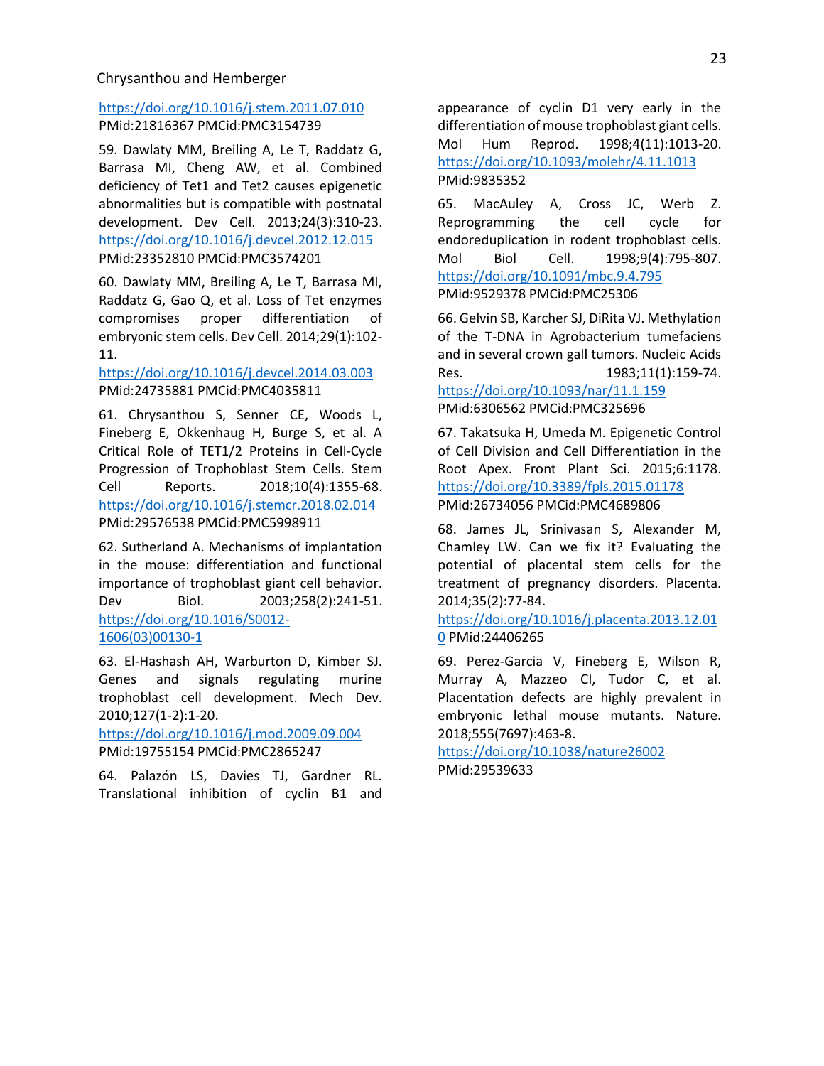https://doi.org/10.1016/j.stem.2011.07.010 PMid:21816367 PMCid:PMC3154739

59. Dawlaty MM, Breiling A, Le T, Raddatz G, Barrasa MI, Cheng AW, et al. Combined deficiency of Tet1 and Tet2 causes epigenetic abnormalities but is compatible with postnatal development. Dev Cell. 2013;24(3):310-23. https://doi.org/10.1016/j.devcel.2012.12.015 PMid:23352810 PMCid:PMC3574201

60. Dawlaty MM, Breiling A, Le T, Barrasa MI, Raddatz G, Gao Q, et al. Loss of Tet enzymes compromises proper differentiation of embryonic stem cells. Dev Cell. 2014;29(1):102-11. https://doi.org/10.1016/j.devcel.2014.03.003 PMid:24735881 PMCid:PMC4035811

61. Chrysanthou S, Senner CE, Woods L, Fineberg E, Okkenhaug H, Burge S, et al. A Critical Role of TET1/2 Proteins in Cell-Cycle Progression of Trophoblast Stem Cells. Stem Cell Reports. 2018;10(4):1355-68. https://doi.org/10.1016/j.stemcr.2018.02.014 PMid:29576538 PMCid:PMC5998911

62. Sutherland A. Mechanisms of implantation in the mouse: differentiation and functional importance of trophoblast giant cell behavior. Dev Biol. 2003;258(2):241-51. https://doi.org/10.1016/S0012-1606(03)00130-1

63. El-Hashash AH, Warburton D, Kimber SJ. Genes and signals regulating murine trophoblast cell development. Mech Dev. 2010;127(1-2):1-20. https://doi.org/10.1016/j.mod.2009.09.004 PMid:19755154 PMCid:PMC2865247

64. Palazón LS, Davies TJ, Gardner RL. Translational inhibition of cyclin B1 and appearance of cyclin D1 very early in the differentiation of mouse trophoblast giant cells. Mol Hum Reprod. 1998;4(11):1013-20. https://doi.org/10.1093/molehr/4.11.1013 PMid:9835352

65. MacAuley A, Cross JC, Werb Z. Reprogramming the cell cycle for endoreduplication in rodent trophoblast cells. Mol Biol Cell. 1998;9(4):795-807. https://doi.org/10.1091/mbc.9.4.795 PMid:9529378 PMCid:PMC25306

66. Gelvin SB, Karcher SJ, DiRita VJ. Methylation of the T-DNA in Agrobacterium tumefaciens and in several crown gall tumors. Nucleic Acids Res. 1983;11(1):159-74. https://doi.org/10.1093/nar/11.1.159 PMid:6306562 PMCid:PMC325696

67. Takatsuka H, Umeda M. Epigenetic Control of Cell Division and Cell Differentiation in the Root Apex. Front Plant Sci. 2015;6:1178. https://doi.org/10.3389/fpls.2015.01178 PMid:26734056 PMCid:PMC4689806

68. James JL, Srinivasan S, Alexander M, Chamley LW. Can we fix it? Evaluating the potential of placental stem cells for the treatment of pregnancy disorders. Placenta. 2014;35(2):77-84. https://doi.org/10.1016/j.placenta.2013.12.010 PMid:24406265

69. Perez-Garcia V, Fineberg E, Wilson R, Murray A, Mazzeo CI, Tudor C, et al. Placentation defects are highly prevalent in embryonic lethal mouse mutants. Nature. 2018;555(7697):463-8. https://doi.org/10.1038/nature26002 PMid:29539633